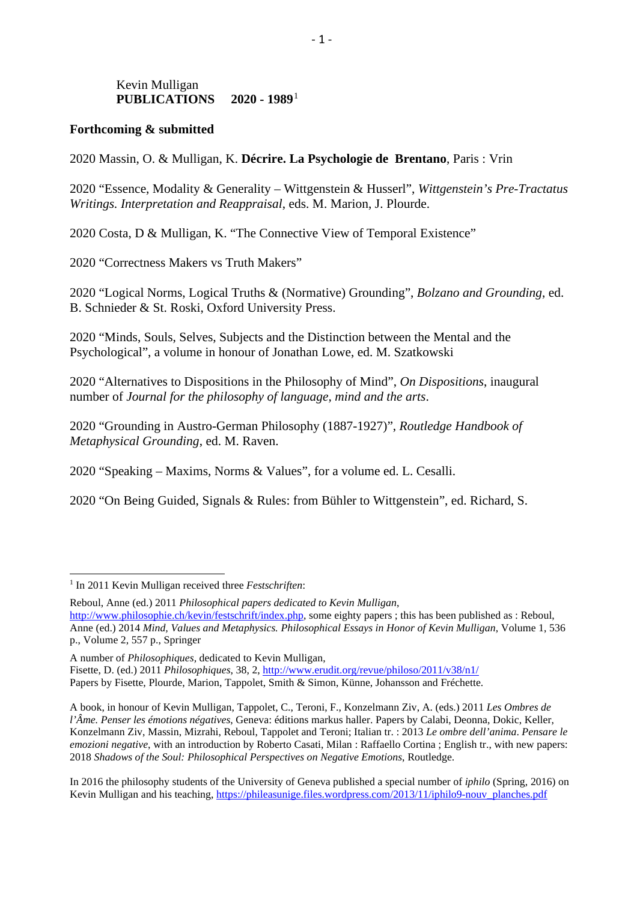Kevin Mulligan
**PUBLICATIONS    2020 - 1989**[1]

**Forthcoming & submitted**

2020 Massin, O. & Mulligan, K. **Décrire. La Psychologie de Brentano**, Paris : Vrin

2020 “Essence, Modality & Generality – Wittgenstein & Husserl”, *Wittgenstein’s Pre-Tractatus Writings. Interpretation and Reappraisal*, eds. M. Marion, J. Plourde.

2020 Costa, D & Mulligan, K. “The Connective View of Temporal Existence”

2020 “Correctness Makers vs Truth Makers”

2020 “Logical Norms, Logical Truths & (Normative) Grounding”, *Bolzano and Grounding*, ed. B. Schnieder & St. Roski, Oxford University Press.

2020 “Minds, Souls, Selves, Subjects and the Distinction between the Mental and the Psychological”, a volume in honour of Jonathan Lowe, ed. M. Szatkowski

2020 “Alternatives to Dispositions in the Philosophy of Mind”, *On Dispositions*, inaugural number of *Journal for the philosophy of language, mind and the arts*.

2020 “Grounding in Austro-German Philosophy (1887-1927)”, *Routledge Handbook of Metaphysical Grounding*, ed. M. Raven.

2020 “Speaking – Maxims, Norms & Values”, for a volume ed. L. Cesalli.

2020 “On Being Guided, Signals & Rules: from Bühler to Wittgenstein”, ed. Richard, S.

---

[1] In 2011 Kevin Mulligan received three *Festschriften*:

Reboul, Anne (ed.) 2011 *Philosophical papers dedicated to Kevin Mulligan*, http://www.philosophie.ch/kevin/festschrift/index.php, some eighty papers ; this has been published as : Reboul, Anne (ed.) 2014 *Mind, Values and Metaphysics. Philosophical Essays in Honor of Kevin Mulligan*, Volume 1, 536 p., Volume 2, 557 p., Springer

A number of *Philosophiques*, dedicated to Kevin Mulligan,
Fisette, D. (ed.) 2011 *Philosophiques*, 38, 2, http://www.erudit.org/revue/philoso/2011/v38/n1/
Papers by Fisette, Plourde, Marion, Tappolet, Smith & Simon, Künne, Johansson and Fréchette.

A book, in honour of Kevin Mulligan, Tappolet, C., Teroni, F., Konzelmann Ziv, A. (eds.) 2011 *Les Ombres de l’Âme. Penser les émotions négatives*, Geneva: éditions markus haller. Papers by Calabi, Deonna, Dokic, Keller, Konzelmann Ziv, Massin, Mizrahi, Reboul, Tappolet and Teroni; Italian tr. : 2013 *Le ombre dell’anima*. *Pensare le emozioni negative*, with an introduction by Roberto Casati, Milan : Raffaello Cortina ; English tr., with new papers: 2018 *Shadows of the Soul: Philosophical Perspectives on Negative Emotions*, Routledge.

In 2016 the philosophy students of the University of Geneva published a special number of *iphilo* (Spring, 2016) on Kevin Mulligan and his teaching, https://phileasunige.files.wordpress.com/2013/11/iphilo9-nouv_planches.pdf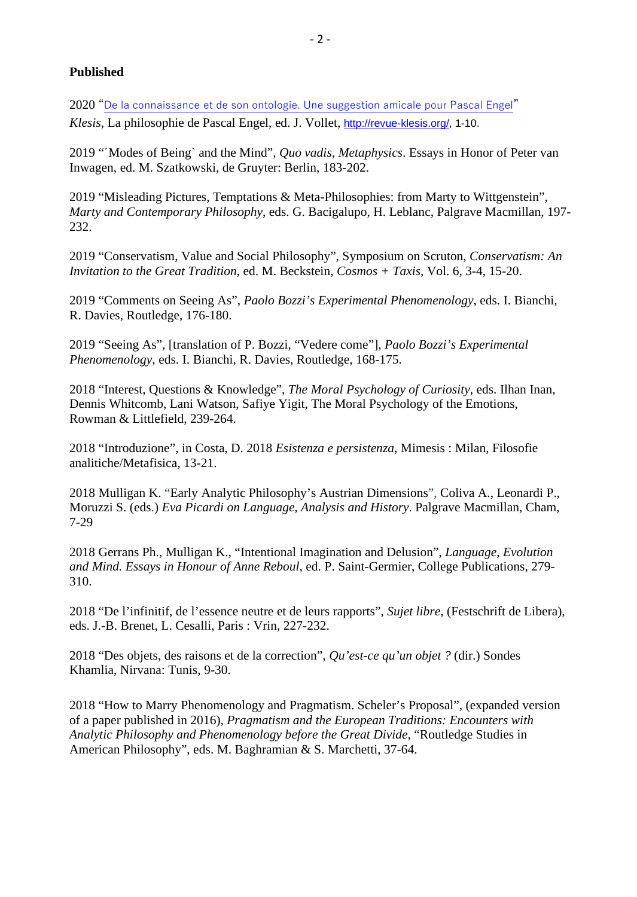**Published**

2020 "De la connaissance et de son ontologie. Une suggestion amicale pour Pascal Engel" *Klesis*, La philosophie de Pascal Engel, ed. J. Vollet, http://revue-klesis.org/, 1-10.

2019 "´Modes of Being` and the Mind", *Quo vadis, Metaphysics*. Essays in Honor of Peter van Inwagen, ed. M. Szatkowski, de Gruyter: Berlin, 183-202.

2019 "Misleading Pictures, Temptations & Meta-Philosophies: from Marty to Wittgenstein", *Marty and Contemporary Philosophy*, eds. G. Bacigalupo, H. Leblanc, Palgrave Macmillan, 197-232.

2019 "Conservatism, Value and Social Philosophy", Symposium on Scruton, *Conservatism: An Invitation to the Great Tradition*, ed. M. Beckstein, *Cosmos + Taxis*, Vol. 6, 3-4, 15-20.

2019 "Comments on Seeing As", *Paolo Bozzi's Experimental Phenomenology*, eds. I. Bianchi, R. Davies, Routledge, 176-180.

2019 "Seeing As", [translation of P. Bozzi, "Vedere come"], *Paolo Bozzi's Experimental Phenomenology*, eds. I. Bianchi, R. Davies, Routledge, 168-175.

2018 "Interest, Questions & Knowledge", *The Moral Psychology of Curiosity*, eds. Ilhan Inan, Dennis Whitcomb, Lani Watson, Safiye Yigit, The Moral Psychology of the Emotions, Rowman & Littlefield, 239-264.

2018 "Introduzione", in Costa, D. 2018 *Esistenza e persistenza*, Mimesis : Milan, Filosofie analitiche/Metafisica, 13-21.

2018 Mulligan K. "Early Analytic Philosophy's Austrian Dimensions", Coliva A., Leonardi P., Moruzzi S. (eds.) *Eva Picardi on Language, Analysis and History*. Palgrave Macmillan, Cham, 7-29

2018 Gerrans Ph., Mulligan K., "Intentional Imagination and Delusion", *Language, Evolution and Mind. Essays in Honour of Anne Reboul*, ed. P. Saint-Germier, College Publications, 279-310.

2018 "De l'infinitif, de l'essence neutre et de leurs rapports", *Sujet libre*, (Festschrift de Libera), eds. J.-B. Brenet, L. Cesalli, Paris : Vrin, 227-232.

2018 "Des objets, des raisons et de la correction", *Qu'est-ce qu'un objet ?* (dir.) Sondes Khamlia, Nirvana: Tunis, 9-30.

2018 "How to Marry Phenomenology and Pragmatism. Scheler's Proposal", (expanded version of a paper published in 2016), *Pragmatism and the European Traditions: Encounters with Analytic Philosophy and Phenomenology before the Great Divide*, "Routledge Studies in American Philosophy", eds. M. Baghramian & S. Marchetti, 37-64.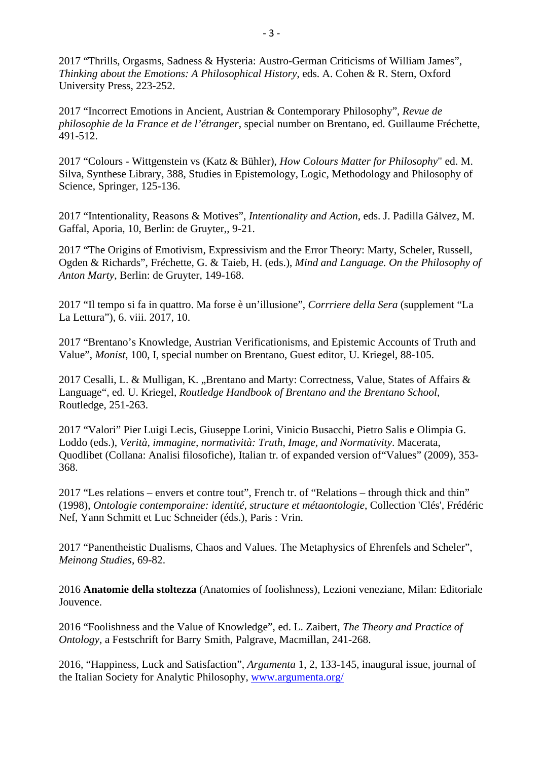2017 “Thrills, Orgasms, Sadness & Hysteria: Austro-German Criticisms of William James”, *Thinking about the Emotions: A Philosophical History*, eds. A. Cohen & R. Stern, Oxford University Press, 223-252.

2017 “Incorrect Emotions in Ancient, Austrian & Contemporary Philosophy”, *Revue de philosophie de la France et de l’étranger*, special number on Brentano, ed. Guillaume Fréchette, 491-512.

2017 “Colours - Wittgenstein vs (Katz & Bühler), *How Colours Matter for Philosophy*" ed. M. Silva, Synthese Library, 388, Studies in Epistemology, Logic, Methodology and Philosophy of Science, Springer, 125-136.

2017 “Intentionality, Reasons & Motives”, *Intentionality and Action*, eds. J. Padilla Gálvez, M. Gaffal, Aporia, 10, Berlin: de Gruyter,, 9-21.

2017 “The Origins of Emotivism, Expressivism and the Error Theory: Marty, Scheler, Russell, Ogden & Richards”, Fréchette, G. & Taieb, H. (eds.), *Mind and Language. On the Philosophy of Anton Marty*, Berlin: de Gruyter, 149-168.

2017 “Il tempo si fa in quattro. Ma forse è un’illusione”, *Corrriere della Sera* (supplement “La La Lettura”), 6. viii. 2017, 10.

2017 “Brentano’s Knowledge, Austrian Verificationisms, and Epistemic Accounts of Truth and Value”, *Monist*, 100, I, special number on Brentano, Guest editor, U. Kriegel, 88-105.

2017 Cesalli, L. & Mulligan, K. „Brentano and Marty: Correctness, Value, States of Affairs & Language“, ed. U. Kriegel, *Routledge Handbook of Brentano and the Brentano School*, Routledge, 251-263.

2017 “Valori” Pier Luigi Lecis, Giuseppe Lorini, Vinicio Busacchi, Pietro Salis e Olimpia G. Loddo (eds.), *Verità, immagine, normatività: Truth, Image, and Normativity*. Macerata, Quodlibet (Collana: Analisi filosofiche), Italian tr. of expanded version of“Values” (2009), 353-368.

2017 “Les relations – envers et contre tout”, French tr. of “Relations – through thick and thin” (1998), *Ontologie contemporaine: identité, structure et métaontologie*, Collection 'Clés', Frédéric Nef, Yann Schmitt et Luc Schneider (éds.), Paris : Vrin.

2017 “Panentheistic Dualisms, Chaos and Values. The Metaphysics of Ehrenfels and Scheler”, *Meinong Studies*, 69-82.

2016 **Anatomie della stoltezza** (Anatomies of foolishness), Lezioni veneziane, Milan: Editoriale Jouvence.

2016 “Foolishness and the Value of Knowledge”, ed. L. Zaibert, *The Theory and Practice of Ontology*, a Festschrift for Barry Smith, Palgrave, Macmillan, 241-268.

2016, “Happiness, Luck and Satisfaction”, *Argumenta* 1, 2, 133-145, inaugural issue, journal of the Italian Society for Analytic Philosophy, www.argumenta.org/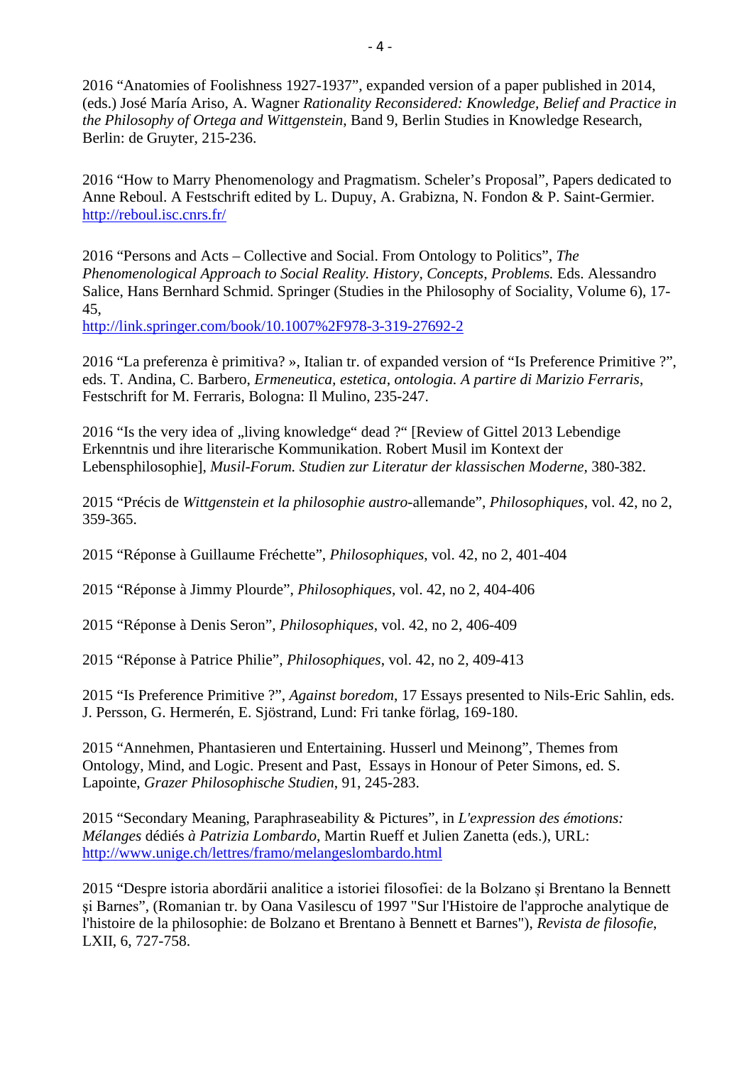2016 “Anatomies of Foolishness 1927-1937”, expanded version of a paper published in 2014, (eds.) José María Ariso, A. Wagner *Rationality Reconsidered: Knowledge, Belief and Practice in the Philosophy of Ortega and Wittgenstein*, Band 9, Berlin Studies in Knowledge Research, Berlin: de Gruyter, 215-236.

2016 “How to Marry Phenomenology and Pragmatism. Scheler’s Proposal”, Papers dedicated to Anne Reboul. A Festschrift edited by L. Dupuy, A. Grabizna, N. Fondon & P. Saint-Germier. http://reboul.isc.cnrs.fr/

2016 “Persons and Acts – Collective and Social. From Ontology to Politics”, *The Phenomenological Approach to Social Reality. History, Concepts, Problems.* Eds. Alessandro Salice, Hans Bernhard Schmid. Springer (Studies in the Philosophy of Sociality, Volume 6), 17-45,
http://link.springer.com/book/10.1007%2F978-3-319-27692-2

2016 “La preferenza è primitiva? », Italian tr. of expanded version of “Is Preference Primitive ?”, eds. T. Andina, C. Barbero, *Ermeneutica, estetica, ontologia. A partire di Marizio Ferraris*, Festschrift for M. Ferraris, Bologna: Il Mulino, 235-247.

2016 “Is the very idea of „living knowledge“ dead ?“ [Review of Gittel 2013 Lebendige Erkenntnis und ihre literarische Kommunikation. Robert Musil im Kontext der Lebensphilosophie], *Musil-Forum. Studien zur Literatur der klassischen Moderne*, 380-382.

2015 “Précis de *Wittgenstein et la philosophie austro*-allemande”, *Philosophiques*, vol. 42, no 2, 359-365.

2015 “Réponse à Guillaume Fréchette”, *Philosophiques*, vol. 42, no 2, 401-404

2015 “Réponse à Jimmy Plourde”, *Philosophiques*, vol. 42, no 2, 404-406

2015 “Réponse à Denis Seron”, *Philosophiques*, vol. 42, no 2, 406-409

2015 “Réponse à Patrice Philie”, *Philosophiques*, vol. 42, no 2, 409-413

2015 “Is Preference Primitive ?”, *Against boredom*, 17 Essays presented to Nils-Eric Sahlin, eds. J. Persson, G. Hermerén, E. Sjöstrand, Lund: Fri tanke förlag, 169-180.

2015 “Annehmen, Phantasieren und Entertaining. Husserl und Meinong”, Themes from Ontology, Mind, and Logic. Present and Past, Essays in Honour of Peter Simons, ed. S. Lapointe, *Grazer Philosophische Studien*, 91, 245-283.

2015 “Secondary Meaning, Paraphraseability & Pictures”, in *L'expression des émotions: Mélanges* dédiés *à Patrizia Lombardo*, Martin Rueff et Julien Zanetta (eds.), URL: http://www.unige.ch/lettres/framo/melangeslombardo.html

2015 “Despre istoria abordării analitice a istoriei filosofiei: de la Bolzano și Brentano la Bennett și Barnes”, (Romanian tr. by Oana Vasilescu of 1997 "Sur l'Histoire de l'approche analytique de l'histoire de la philosophie: de Bolzano et Brentano à Bennett et Barnes"), *Revista de filosofie*, LXII, 6, 727-758.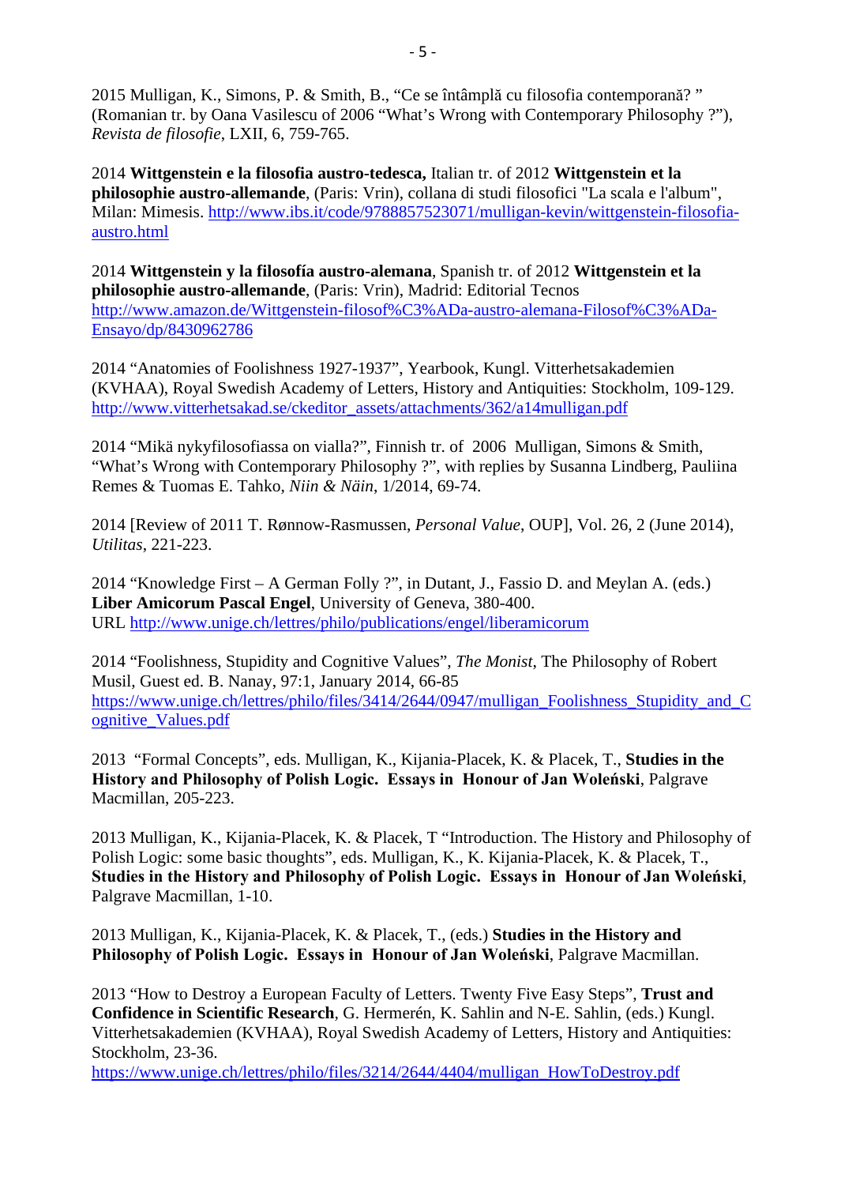2015 Mulligan, K., Simons, P. & Smith, B., “Ce se întâmplă cu filosofia contemporană? ” (Romanian tr. by Oana Vasilescu of 2006 “What’s Wrong with Contemporary Philosophy ?”), *Revista de filosofie*, LXII, 6, 759-765.

2014 **Wittgenstein e la filosofia austro-tedesca,** Italian tr. of 2012 **Wittgenstein et la philosophie austro-allemande**, (Paris: Vrin), collana di studi filosofici "La scala e l'album", Milan: Mimesis. http://www.ibs.it/code/9788857523071/mulligan-kevin/wittgenstein-filosofia-austro.html

2014 **Wittgenstein y la filosofía austro-alemana**, Spanish tr. of 2012 **Wittgenstein et la philosophie austro-allemande**, (Paris: Vrin), Madrid: Editorial Tecnos http://www.amazon.de/Wittgenstein-filosof%C3%ADa-austro-alemana-Filosof%C3%ADa-Ensayo/dp/8430962786

2014 “Anatomies of Foolishness 1927-1937”, Yearbook, Kungl. Vitterhetsakademien (KVHAA), Royal Swedish Academy of Letters, History and Antiquities: Stockholm, 109-129. http://www.vitterhetsakad.se/ckeditor_assets/attachments/362/a14mulligan.pdf

2014 “Mikä nykyfilosofiassa on vialla?”, Finnish tr. of 2006 Mulligan, Simons & Smith, “What’s Wrong with Contemporary Philosophy ?”, with replies by Susanna Lindberg, Pauliina Remes & Tuomas E. Tahko, *Niin & Näin*, 1/2014, 69-74.

2014 [Review of 2011 T. Rønnow-Rasmussen, *Personal Value*, OUP], Vol. 26, 2 (June 2014), *Utilitas*, 221-223.

2014 “Knowledge First – A German Folly ?”, in Dutant, J., Fassio D. and Meylan A. (eds.) **Liber Amicorum Pascal Engel**, University of Geneva, 380-400.
URL http://www.unige.ch/lettres/philo/publications/engel/liberamicorum

2014 “Foolishness, Stupidity and Cognitive Values”, *The Monist*, The Philosophy of Robert Musil, Guest ed. B. Nanay, 97:1, January 2014, 66-85
https://www.unige.ch/lettres/philo/files/3414/2644/0947/mulligan_Foolishness_Stupidity_and_Cognitive_Values.pdf

2013 “Formal Concepts”, eds. Mulligan, K., Kijania-Placek, K. & Placek, T., **Studies in the History and Philosophy of Polish Logic. Essays in Honour of Jan Woleński**, Palgrave Macmillan, 205-223.

2013 Mulligan, K., Kijania-Placek, K. & Placek, T “Introduction. The History and Philosophy of Polish Logic: some basic thoughts”, eds. Mulligan, K., K. Kijania-Placek, K. & Placek, T., **Studies in the History and Philosophy of Polish Logic. Essays in Honour of Jan Woleński**, Palgrave Macmillan, 1-10.

2013 Mulligan, K., Kijania-Placek, K. & Placek, T., (eds.) **Studies in the History and Philosophy of Polish Logic. Essays in Honour of Jan Woleński**, Palgrave Macmillan.

2013 “How to Destroy a European Faculty of Letters. Twenty Five Easy Steps”, **Trust and Confidence in Scientific Research**, G. Hermerén, K. Sahlin and N-E. Sahlin, (eds.) Kungl. Vitterhetsakademien (KVHAA), Royal Swedish Academy of Letters, History and Antiquities: Stockholm, 23-36.
https://www.unige.ch/lettres/philo/files/3214/2644/4404/mulligan_HowToDestroy.pdf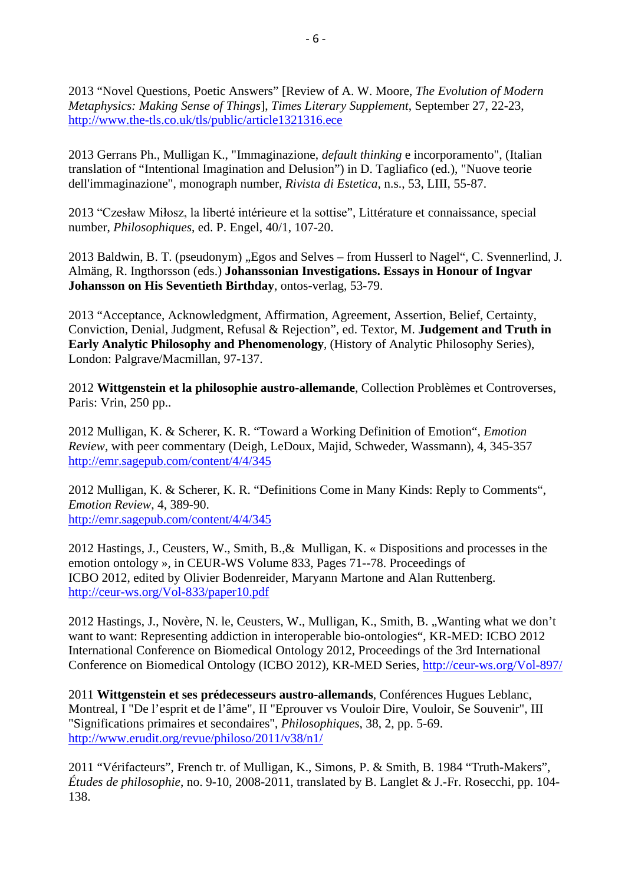2013 “Novel Questions, Poetic Answers” [Review of A. W. Moore, *The Evolution of Modern Metaphysics: Making Sense of Things*], *Times Literary Supplement*, September 27, 22-23, http://www.the-tls.co.uk/tls/public/article1321316.ece

2013 Gerrans Ph., Mulligan K., "Immaginazione, *default thinking* e incorporamento", (Italian translation of “Intentional Imagination and Delusion”) in D. Tagliafico (ed.), "Nuove teorie dell'immaginazione", monograph number, *Rivista di Estetica*, n.s., 53, LIII, 55-87.

2013 “Czesław Miłosz, la liberté intérieure et la sottise”, Littérature et connaissance, special number, *Philosophiques*, ed. P. Engel, 40/1, 107-20.

2013 Baldwin, B. T. (pseudonym) „Egos and Selves – from Husserl to Nagel“, C. Svennerlind, J. Almäng, R. Ingthorsson (eds.) **Johanssonian Investigations. Essays in Honour of Ingvar Johansson on His Seventieth Birthday**, ontos-verlag, 53-79.

2013 “Acceptance, Acknowledgment, Affirmation, Agreement, Assertion, Belief, Certainty, Conviction, Denial, Judgment, Refusal & Rejection”, ed. Textor, M. **Judgement and Truth in Early Analytic Philosophy and Phenomenology**, (History of Analytic Philosophy Series), London: Palgrave/Macmillan, 97-137.

2012 **Wittgenstein et la philosophie austro-allemande**, Collection Problèmes et Controverses, Paris: Vrin, 250 pp..

2012 Mulligan, K. & Scherer, K. R. “Toward a Working Definition of Emotion“, *Emotion Review*, with peer commentary (Deigh, LeDoux, Majid, Schweder, Wassmann), 4, 345-357 http://emr.sagepub.com/content/4/4/345

2012 Mulligan, K. & Scherer, K. R. “Definitions Come in Many Kinds: Reply to Comments“, *Emotion Review*, 4, 389-90.
http://emr.sagepub.com/content/4/4/345

2012 Hastings, J., Ceusters, W., Smith, B.,& Mulligan, K. « Dispositions and processes in the emotion ontology », in CEUR-WS Volume 833, Pages 71--78. Proceedings of ICBO 2012, edited by Olivier Bodenreider, Maryann Martone and Alan Ruttenberg. http://ceur-ws.org/Vol-833/paper10.pdf

2012 Hastings, J., Novère, N. le, Ceusters, W., Mulligan, K., Smith, B. „Wanting what we don’t want to want: Representing addiction in interoperable bio-ontologies“, KR-MED: ICBO 2012 International Conference on Biomedical Ontology 2012, Proceedings of the 3rd International Conference on Biomedical Ontology (ICBO 2012), KR-MED Series, http://ceur-ws.org/Vol-897/

2011 **Wittgenstein et ses prédecesseurs austro-allemands**, Conférences Hugues Leblanc, Montreal, I "De l’esprit et de l’âme", II "Eprouver vs Vouloir Dire, Vouloir, Se Souvenir", III "Significations primaires et secondaires", *Philosophiques*, 38, 2, pp. 5-69. http://www.erudit.org/revue/philoso/2011/v38/n1/

2011 “Vérifacteurs”, French tr. of Mulligan, K., Simons, P. & Smith, B. 1984 “Truth-Makers”, *Études de philosophie*, no. 9-10, 2008-2011, translated by B. Langlet & J.-Fr. Rosecchi, pp. 104-138.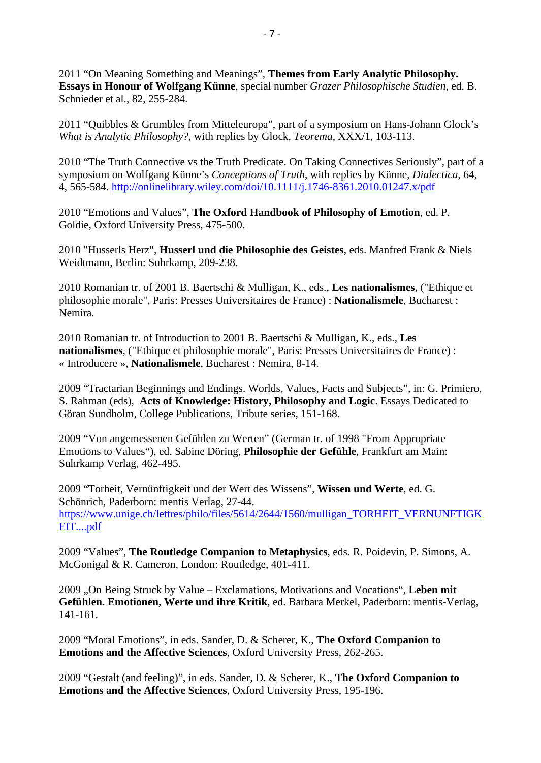2011 “On Meaning Something and Meanings”, **Themes from Early Analytic Philosophy. Essays in Honour of Wolfgang Künne**, special number *Grazer Philosophische Studien*, ed. B. Schnieder et al., 82, 255-284.

2011 “Quibbles & Grumbles from Mitteleuropa”, part of a symposium on Hans-Johann Glock’s *What is Analytic Philosophy?*, with replies by Glock, *Teorema*, XXX/1, 103-113.

2010 “The Truth Connective vs the Truth Predicate. On Taking Connectives Seriously”, part of a symposium on Wolfgang Künne’s *Conceptions of Truth*, with replies by Künne, *Dialectica*, 64, 4, 565-584. http://onlinelibrary.wiley.com/doi/10.1111/j.1746-8361.2010.01247.x/pdf

2010 “Emotions and Values”, **The Oxford Handbook of Philosophy of Emotion**, ed. P. Goldie, Oxford University Press, 475-500.

2010 "Husserls Herz", **Husserl und die Philosophie des Geistes**, eds. Manfred Frank & Niels Weidtmann, Berlin: Suhrkamp, 209-238.

2010 Romanian tr. of 2001 B. Baertschi & Mulligan, K., eds., **Les nationalismes**, ("Ethique et philosophie morale", Paris: Presses Universitaires de France) : **Nationalismele**, Bucharest : Nemira.

2010 Romanian tr. of Introduction to 2001 B. Baertschi & Mulligan, K., eds., **Les nationalismes**, ("Ethique et philosophie morale", Paris: Presses Universitaires de France) : « Introducere », **Nationalismele**, Bucharest : Nemira, 8-14.

2009 “Tractarian Beginnings and Endings. Worlds, Values, Facts and Subjects”, in: G. Primiero, S. Rahman (eds), **Acts of Knowledge: History, Philosophy and Logic**. Essays Dedicated to Göran Sundholm, College Publications, Tribute series, 151-168.

2009 “Von angemessenen Gefühlen zu Werten” (German tr. of 1998 "From Appropriate Emotions to Values“), ed. Sabine Döring, **Philosophie der Gefühle**, Frankfurt am Main: Suhrkamp Verlag, 462-495.

2009 “Torheit, Vernünftigkeit und der Wert des Wissens”, **Wissen und Werte**, ed. G. Schönrich, Paderborn: mentis Verlag, 27-44. https://www.unige.ch/lettres/philo/files/5614/2644/1560/mulligan_TORHEIT_VERNUNFTIGKEIT....pdf

2009 “Values”, **The Routledge Companion to Metaphysics**, eds. R. Poidevin, P. Simons, A. McGonigal & R. Cameron, London: Routledge, 401-411.

2009 „On Being Struck by Value – Exclamations, Motivations and Vocations“, **Leben mit Gefühlen. Emotionen, Werte und ihre Kritik**, ed. Barbara Merkel, Paderborn: mentis-Verlag, 141-161.

2009 “Moral Emotions”, in eds. Sander, D. & Scherer, K., **The Oxford Companion to Emotions and the Affective Sciences**, Oxford University Press, 262-265.

2009 “Gestalt (and feeling)”, in eds. Sander, D. & Scherer, K., **The Oxford Companion to Emotions and the Affective Sciences**, Oxford University Press, 195-196.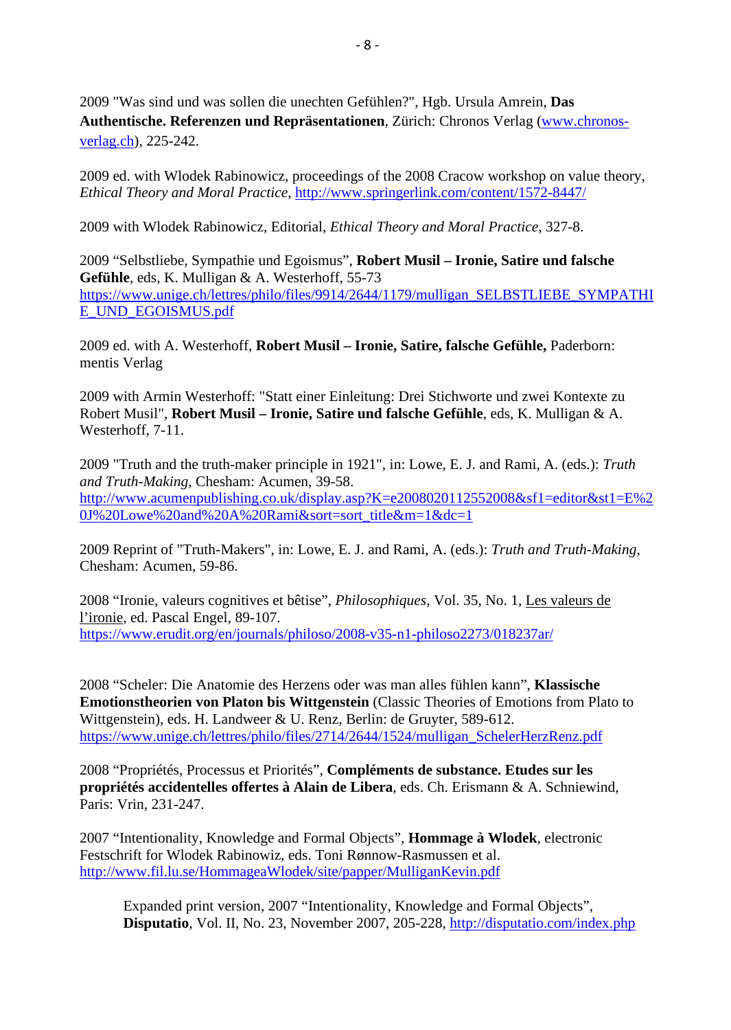2009 "Was sind und was sollen die unechten Gefühlen?", Hgb. Ursula Amrein, **Das Authentische. Referenzen und Repräsentationen**, Zürich: Chronos Verlag (www.chronos-verlag.ch), 225-242.

2009 ed. with Wlodek Rabinowicz, proceedings of the 2008 Cracow workshop on value theory, *Ethical Theory and Moral Practice*, http://www.springerlink.com/content/1572-8447/

2009 with Wlodek Rabinowicz, Editorial, *Ethical Theory and Moral Practice*, 327-8.

2009 "Selbstliebe, Sympathie und Egoismus", **Robert Musil – Ironie, Satire und falsche Gefühle**, eds, K. Mulligan & A. Westerhoff, 55-73 https://www.unige.ch/lettres/philo/files/9914/2644/1179/mulligan_SELBSTLIEBE_SYMPATHIE_UND_EGOISMUS.pdf

2009 ed. with A. Westerhoff, **Robert Musil – Ironie, Satire, falsche Gefühle,** Paderborn: mentis Verlag

2009 with Armin Westerhoff: "Statt einer Einleitung: Drei Stichworte und zwei Kontexte zu Robert Musil", **Robert Musil – Ironie, Satire und falsche Gefühle**, eds, K. Mulligan & A. Westerhoff, 7-11.

2009 "Truth and the truth-maker principle in 1921", in: Lowe, E. J. and Rami, A. (eds.): *Truth and Truth-Making*, Chesham: Acumen, 39-58. http://www.acumenpublishing.co.uk/display.asp?K=e2008020112552008&sf1=editor&st1=E%20J%20Lowe%20and%20A%20Rami&sort=sort_title&m=1&dc=1

2009 Reprint of "Truth-Makers", in: Lowe, E. J. and Rami, A. (eds.): *Truth and Truth-Making*, Chesham: Acumen, 59-86.

2008 "Ironie, valeurs cognitives et bêtise", *Philosophiques*, Vol. 35, No. 1, Les valeurs de l'ironie, ed. Pascal Engel, 89-107. https://www.erudit.org/en/journals/philoso/2008-v35-n1-philoso2273/018237ar/

2008 "Scheler: Die Anatomie des Herzens oder was man alles fühlen kann", **Klassische Emotionstheorien von Platon bis Wittgenstein** (Classic Theories of Emotions from Plato to Wittgenstein), eds. H. Landweer & U. Renz, Berlin: de Gruyter, 589-612. https://www.unige.ch/lettres/philo/files/2714/2644/1524/mulligan_SchelerHerzRenz.pdf

2008 "Propriétés, Processus et Priorités", **Compléments de substance. Etudes sur les propriétés accidentelles offertes à Alain de Libera**, eds. Ch. Erismann & A. Schniewind, Paris: Vrin, 231-247.

2007 "Intentionality, Knowledge and Formal Objects", **Hommage à Wlodek**, electronic Festschrift for Wlodek Rabinowiz, eds. Toni Rønnow-Rasmussen et al. http://www.fil.lu.se/HommageaWlodek/site/papper/MulliganKevin.pdf

> Expanded print version, 2007 "Intentionality, Knowledge and Formal Objects", **Disputatio**, Vol. II, No. 23, November 2007, 205-228, http://disputatio.com/index.php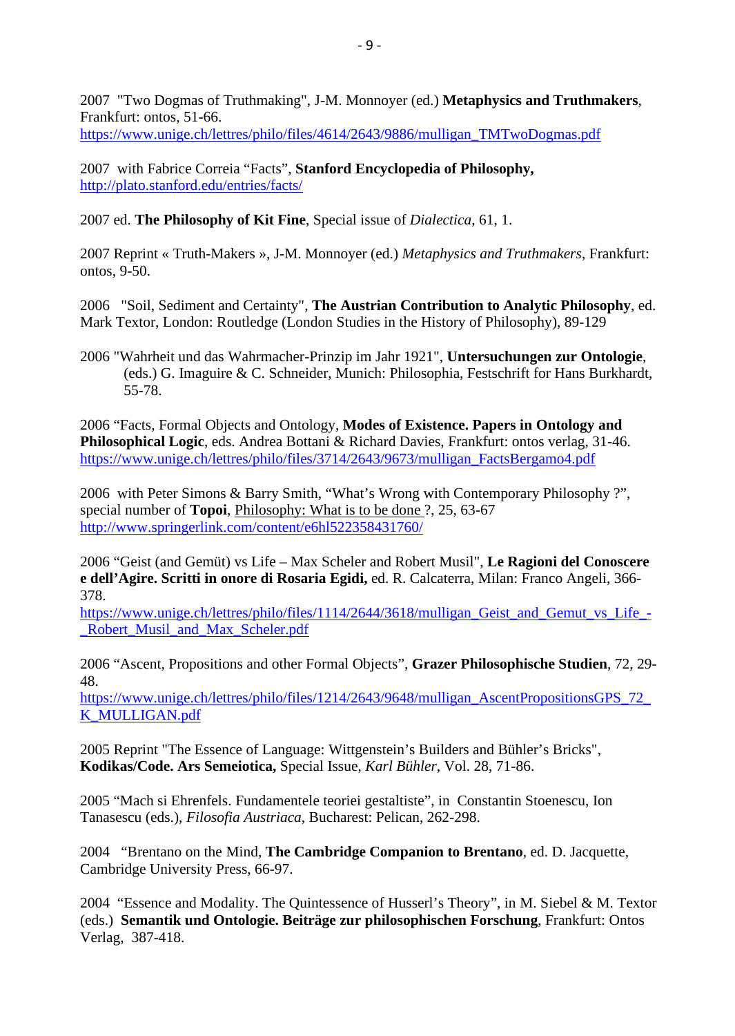2007 "Two Dogmas of Truthmaking", J-M. Monnoyer (ed.) **Metaphysics and Truthmakers**, Frankfurt: ontos, 51-66.
https://www.unige.ch/lettres/philo/files/4614/2643/9886/mulligan_TMTwoDogmas.pdf

2007 with Fabrice Correia "Facts", **Stanford Encyclopedia of Philosophy,**
http://plato.stanford.edu/entries/facts/

2007 ed. **The Philosophy of Kit Fine**, Special issue of *Dialectica*, 61, 1.

2007 Reprint « Truth-Makers », J-M. Monnoyer (ed.) *Metaphysics and Truthmakers*, Frankfurt: ontos, 9-50.

2006 "Soil, Sediment and Certainty", **The Austrian Contribution to Analytic Philosophy**, ed. Mark Textor, London: Routledge (London Studies in the History of Philosophy), 89-129

2006 "Wahrheit und das Wahrmacher-Prinzip im Jahr 1921", **Untersuchungen zur Ontologie**, (eds.) G. Imaguire & C. Schneider, Munich: Philosophia, Festschrift for Hans Burkhardt, 55-78.

2006 "Facts, Formal Objects and Ontology, **Modes of Existence. Papers in Ontology and Philosophical Logic**, eds. Andrea Bottani & Richard Davies, Frankfurt: ontos verlag, 31-46.
https://www.unige.ch/lettres/philo/files/3714/2643/9673/mulligan_FactsBergamo4.pdf

2006 with Peter Simons & Barry Smith, "What's Wrong with Contemporary Philosophy ?", special number of **Topoi**, Philosophy: What is to be done ?, 25, 63-67
http://www.springerlink.com/content/e6hl522358431760/

2006 "Geist (and Gemüt) vs Life – Max Scheler and Robert Musil", **Le Ragioni del Conoscere e dell'Agire. Scritti in onore di Rosaria Egidi,** ed. R. Calcaterra, Milan: Franco Angeli, 366-378.
https://www.unige.ch/lettres/philo/files/1114/2644/3618/mulligan_Geist_and_Gemut_vs_Life_-_Robert_Musil_and_Max_Scheler.pdf

2006 "Ascent, Propositions and other Formal Objects", **Grazer Philosophische Studien**, 72, 29-48.
https://www.unige.ch/lettres/philo/files/1214/2643/9648/mulligan_AscentPropositionsGPS_72_K_MULLIGAN.pdf

2005 Reprint "The Essence of Language: Wittgenstein's Builders and Bühler's Bricks", **Kodikas/Code. Ars Semeiotica,** Special Issue, *Karl Bühler*, Vol. 28, 71-86.

2005 "Mach si Ehrenfels. Fundamentele teoriei gestaltiste", in Constantin Stoenescu, Ion Tanasescu (eds.), *Filosofia Austriaca*, Bucharest: Pelican, 262-298.

2004 "Brentano on the Mind, **The Cambridge Companion to Brentano**, ed. D. Jacquette, Cambridge University Press, 66-97.

2004 "Essence and Modality. The Quintessence of Husserl's Theory", in M. Siebel & M. Textor (eds.) **Semantik und Ontologie. Beiträge zur philosophischen Forschung**, Frankfurt: Ontos Verlag, 387-418.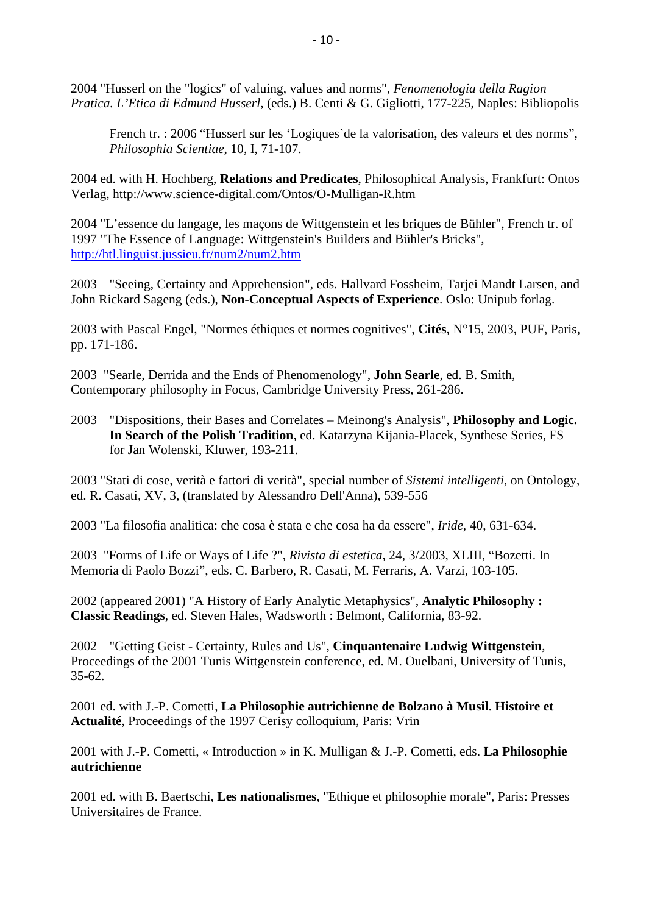2004 "Husserl on the "logics" of valuing, values and norms", *Fenomenologia della Ragion Pratica. L'Etica di Edmund Husserl*, (eds.) B. Centi & G. Gigliotti, 177-225, Naples: Bibliopolis

> French tr. : 2006 "Husserl sur les 'Logiques`de la valorisation, des valeurs et des norms", *Philosophia Scientiae*, 10, I, 71-107.

2004 ed. with H. Hochberg, **Relations and Predicates**, Philosophical Analysis, Frankfurt: Ontos Verlag, http://www.science-digital.com/Ontos/O-Mulligan-R.htm

2004 "L'essence du langage, les maçons de Wittgenstein et les briques de Bühler", French tr. of 1997 "The Essence of Language: Wittgenstein's Builders and Bühler's Bricks", http://htl.linguist.jussieu.fr/num2/num2.htm

2003 "Seeing, Certainty and Apprehension", eds. Hallvard Fossheim, Tarjei Mandt Larsen, and John Rickard Sageng (eds.), **Non-Conceptual Aspects of Experience**. Oslo: Unipub forlag.

2003 with Pascal Engel, "Normes éthiques et normes cognitives", **Cités**, N°15, 2003, PUF, Paris, pp. 171-186.

2003 "Searle, Derrida and the Ends of Phenomenology", **John Searle**, ed. B. Smith, Contemporary philosophy in Focus, Cambridge University Press, 261-286.

2003 "Dispositions, their Bases and Correlates – Meinong's Analysis", **Philosophy and Logic. In Search of the Polish Tradition**, ed. Katarzyna Kijania-Placek, Synthese Series, FS for Jan Wolenski, Kluwer, 193-211.

2003 "Stati di cose, verità e fattori di verità", special number of *Sistemi intelligenti*, on Ontology, ed. R. Casati, XV, 3, (translated by Alessandro Dell'Anna), 539-556

2003 "La filosofia analitica: che cosa è stata e che cosa ha da essere", *Iride*, 40, 631-634.

2003 "Forms of Life or Ways of Life ?", *Rivista di estetica*, 24, 3/2003, XLIII, "Bozetti. In Memoria di Paolo Bozzi", eds. C. Barbero, R. Casati, M. Ferraris, A. Varzi, 103-105.

2002 (appeared 2001) "A History of Early Analytic Metaphysics", **Analytic Philosophy : Classic Readings**, ed. Steven Hales, Wadsworth : Belmont, California, 83-92.

2002 "Getting Geist - Certainty, Rules and Us", **Cinquantenaire Ludwig Wittgenstein**, Proceedings of the 2001 Tunis Wittgenstein conference, ed. M. Ouelbani, University of Tunis, 35-62.

2001 ed. with J.-P. Cometti, **La Philosophie autrichienne de Bolzano à Musil**. **Histoire et Actualité**, Proceedings of the 1997 Cerisy colloquium, Paris: Vrin

2001 with J.-P. Cometti, « Introduction » in K. Mulligan & J.-P. Cometti, eds. **La Philosophie autrichienne**

2001 ed. with B. Baertschi, **Les nationalismes**, "Ethique et philosophie morale", Paris: Presses Universitaires de France.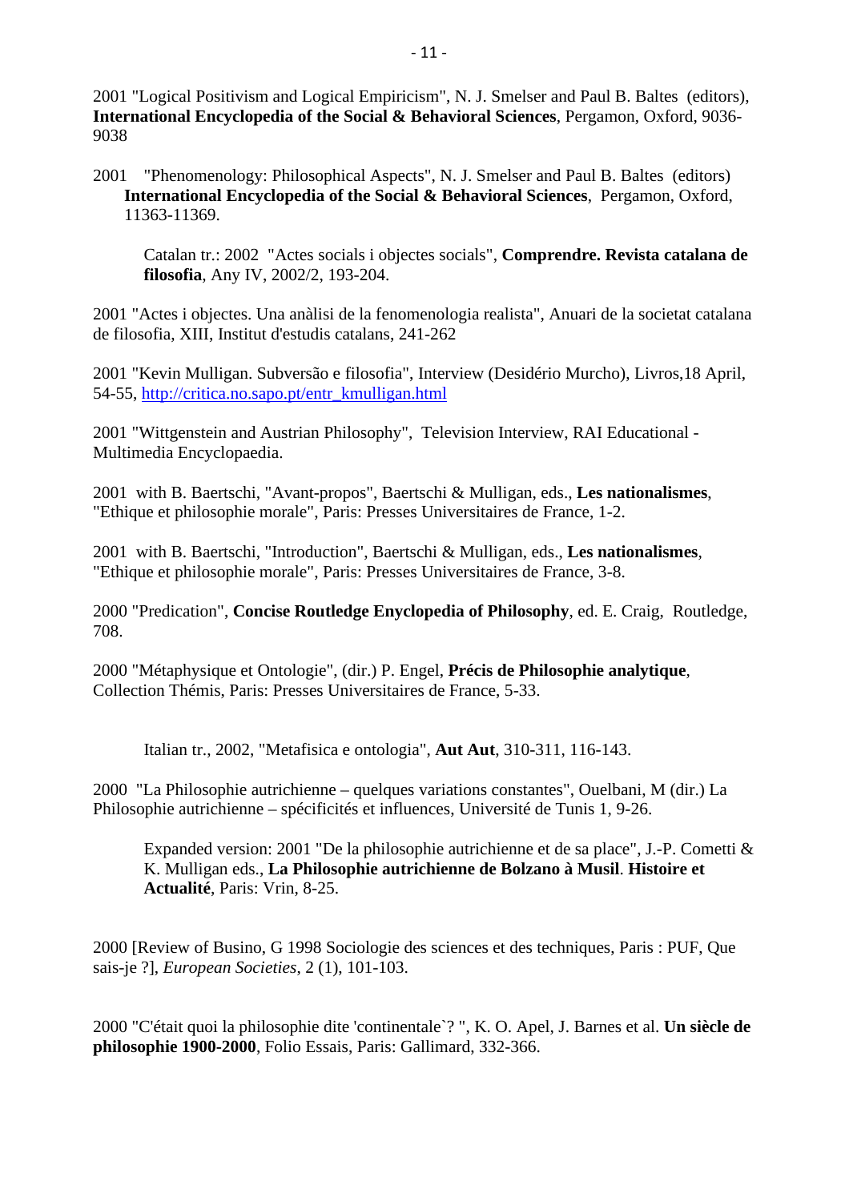2001 "Logical Positivism and Logical Empiricism", N. J. Smelser and Paul B. Baltes (editors), **International Encyclopedia of the Social & Behavioral Sciences**, Pergamon, Oxford, 9036-9038

2001 "Phenomenology: Philosophical Aspects", N. J. Smelser and Paul B. Baltes (editors) **International Encyclopedia of the Social & Behavioral Sciences**, Pergamon, Oxford, 11363-11369.

> Catalan tr.: 2002 "Actes socials i objectes socials", **Comprendre. Revista catalana de filosofia**, Any IV, 2002/2, 193-204.

2001 "Actes i objectes. Una anàlisi de la fenomenologia realista", Anuari de la societat catalana de filosofia, XIII, Institut d'estudis catalans, 241-262

2001 "Kevin Mulligan. Subversão e filosofia", Interview (Desidério Murcho), Livros,18 April, 54-55, [http://critica.no.sapo.pt/entr_kmulligan.html](http://critica.no.sapo.pt/entr_kmulligan.html)

2001 "Wittgenstein and Austrian Philosophy", Television Interview, RAI Educational - Multimedia Encyclopaedia.

2001 with B. Baertschi, "Avant-propos", Baertschi & Mulligan, eds., **Les nationalismes**, "Ethique et philosophie morale", Paris: Presses Universitaires de France, 1-2.

2001 with B. Baertschi, "Introduction", Baertschi & Mulligan, eds., **Les nationalismes**, "Ethique et philosophie morale", Paris: Presses Universitaires de France, 3-8.

2000 "Predication", **Concise Routledge Enyclopedia of Philosophy**, ed. E. Craig, Routledge, 708.

2000 "Métaphysique et Ontologie", (dir.) P. Engel, **Précis de Philosophie analytique**, Collection Thémis, Paris: Presses Universitaires de France, 5-33.

> Italian tr., 2002, "Metafisica e ontologia", **Aut Aut**, 310-311, 116-143.

2000 "La Philosophie autrichienne – quelques variations constantes", Ouelbani, M (dir.) La Philosophie autrichienne – spécificités et influences, Université de Tunis 1, 9-26.

> Expanded version: 2001 "De la philosophie autrichienne et de sa place", J.-P. Cometti & K. Mulligan eds., **La Philosophie autrichienne de Bolzano à Musil**. **Histoire et Actualité**, Paris: Vrin, 8-25.

2000 [Review of Busino, G 1998 Sociologie des sciences et des techniques, Paris : PUF, Que sais-je ?], *European Societies*, 2 (1), 101-103.

2000 "C'était quoi la philosophie dite 'continentale`? ", K. O. Apel, J. Barnes et al. **Un siècle de philosophie 1900-2000**, Folio Essais, Paris: Gallimard, 332-366.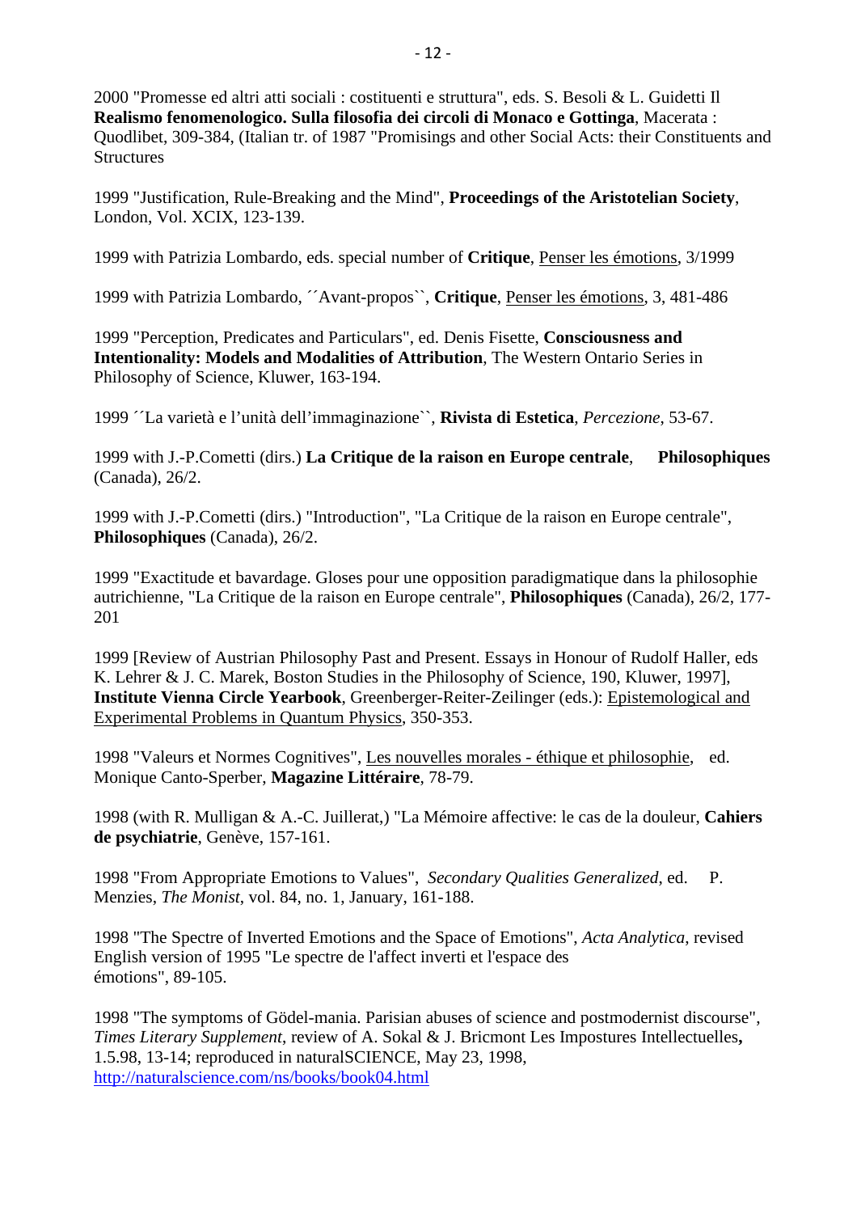2000 "Promesse ed altri atti sociali : costituenti e struttura", eds. S. Besoli & L. Guidetti Il **Realismo fenomenologico. Sulla filosofia dei circoli di Monaco e Gottinga**, Macerata : Quodlibet, 309-384, (Italian tr. of 1987 "Promisings and other Social Acts: their Constituents and Structures

1999 "Justification, Rule-Breaking and the Mind", **Proceedings of the Aristotelian Society**, London, Vol. XCIX, 123-139.

1999 with Patrizia Lombardo, eds. special number of **Critique**, Penser les émotions, 3/1999

1999 with Patrizia Lombardo, ´´Avant-propos``, **Critique**, Penser les émotions, 3, 481-486

1999 "Perception, Predicates and Particulars", ed. Denis Fisette, **Consciousness and Intentionality: Models and Modalities of Attribution**, The Western Ontario Series in Philosophy of Science, Kluwer, 163-194.

1999 ´´La varietà e l'unità dell'immaginazione``, **Rivista di Estetica**, *Percezione*, 53-67.

1999 with J.-P.Cometti (dirs.) **La Critique de la raison en Europe centrale**, **Philosophiques** (Canada), 26/2.

1999 with J.-P.Cometti (dirs.) "Introduction", "La Critique de la raison en Europe centrale", **Philosophiques** (Canada), 26/2.

1999 "Exactitude et bavardage. Gloses pour une opposition paradigmatique dans la philosophie autrichienne, "La Critique de la raison en Europe centrale", **Philosophiques** (Canada), 26/2, 177-201

1999 [Review of Austrian Philosophy Past and Present. Essays in Honour of Rudolf Haller, eds K. Lehrer & J. C. Marek, Boston Studies in the Philosophy of Science, 190, Kluwer, 1997], **Institute Vienna Circle Yearbook**, Greenberger-Reiter-Zeilinger (eds.): Epistemological and Experimental Problems in Quantum Physics, 350-353.

1998 "Valeurs et Normes Cognitives", Les nouvelles morales - éthique et philosophie, ed. Monique Canto-Sperber, **Magazine Littéraire**, 78-79.

1998 (with R. Mulligan & A.-C. Juillerat,) "La Mémoire affective: le cas de la douleur, **Cahiers de psychiatrie**, Genève, 157-161.

1998 "From Appropriate Emotions to Values", *Secondary Qualities Generalized*, ed. P. Menzies, *The Monist*, vol. 84, no. 1, January, 161-188.

1998 "The Spectre of Inverted Emotions and the Space of Emotions", *Acta Analytica*, revised English version of 1995 "Le spectre de l'affect inverti et l'espace des émotions", 89-105.

1998 "The symptoms of Gödel-mania. Parisian abuses of science and postmodernist discourse", *Times Literary Supplement*, review of A. Sokal & J. Bricmont Les Impostures Intellectuelles**,** 1.5.98, 13-14; reproduced in naturalSCIENCE, May 23, 1998, http://naturalscience.com/ns/books/book04.html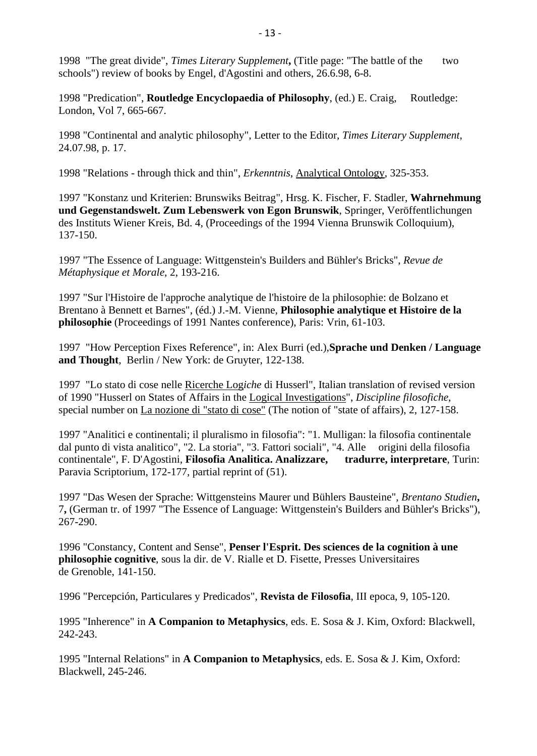1998 "The great divide", *Times Literary Supplement***,** (Title page: "The battle of the two schools") review of books by Engel, d'Agostini and others, 26.6.98, 6-8.

1998 "Predication", **Routledge Encyclopaedia of Philosophy**, (ed.) E. Craig, Routledge: London, Vol 7, 665-667.

1998 "Continental and analytic philosophy", Letter to the Editor, *Times Literary Supplement*, 24.07.98, p. 17.

1998 "Relations - through thick and thin", *Erkenntnis*, Analytical Ontology, 325-353.

1997 "Konstanz und Kriterien: Brunswiks Beitrag", Hrsg. K. Fischer, F. Stadler, **Wahrnehmung und Gegenstandswelt. Zum Lebenswerk von Egon Brunswik**, Springer, Veröffentlichungen des Instituts Wiener Kreis, Bd. 4, (Proceedings of the 1994 Vienna Brunswik Colloquium), 137-150.

1997 "The Essence of Language: Wittgenstein's Builders and Bühler's Bricks", *Revue de Métaphysique et Morale*, 2, 193-216.

1997 "Sur l'Histoire de l'approche analytique de l'histoire de la philosophie: de Bolzano et Brentano à Bennett et Barnes", (éd.) J.-M. Vienne, **Philosophie analytique et Histoire de la philosophie** (Proceedings of 1991 Nantes conference), Paris: Vrin, 61-103.

1997 "How Perception Fixes Reference", in: Alex Burri (ed.),**Sprache und Denken / Language and Thought**, Berlin / New York: de Gruyter, 122-138.

1997 "Lo stato di cose nelle Ricerche Log*iche* di Husserl", Italian translation of revised version of 1990 "Husserl on States of Affairs in the Logical Investigations", *Discipline filosofiche*, special number on La nozione di "stato di cose" (The notion of "state of affairs), 2, 127-158.

1997 "Analitici e continentali; il pluralismo in filosofia": "1. Mulligan: la filosofia continentale dal punto di vista analitico", "2. La storia", "3. Fattori sociali", "4. Alle origini della filosofia continentale", F. D'Agostini, **Filosofia Analitica. Analizzare, tradurre, interpretare**, Turin: Paravia Scriptorium, 172-177, partial reprint of (51).

1997 "Das Wesen der Sprache: Wittgensteins Maurer und Bühlers Bausteine", *Brentano Studien***,** 7**,** (German tr. of 1997 "The Essence of Language: Wittgenstein's Builders and Bühler's Bricks"), 267-290.

1996 "Constancy, Content and Sense", **Penser l'Esprit. Des sciences de la cognition à une philosophie cognitive**, sous la dir. de V. Rialle et D. Fisette, Presses Universitaires de Grenoble, 141-150.

1996 "Percepción, Particulares y Predicados", **Revista de Filosofia**, III epoca, 9, 105-120.

1995 "Inherence" in **A Companion to Metaphysics**, eds. E. Sosa & J. Kim, Oxford: Blackwell, 242-243.

1995 "Internal Relations" in **A Companion to Metaphysics**, eds. E. Sosa & J. Kim, Oxford: Blackwell, 245-246.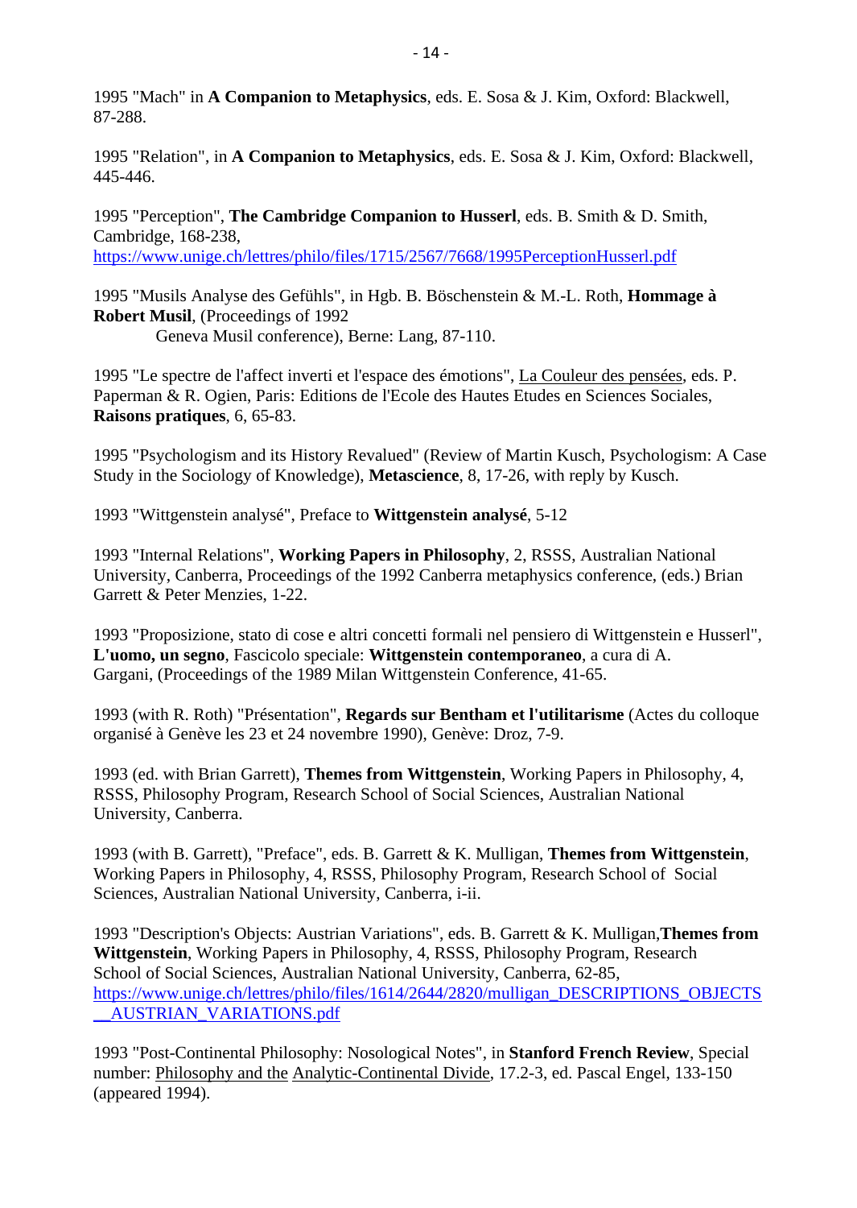1995 "Mach" in **A Companion to Metaphysics**, eds. E. Sosa & J. Kim, Oxford: Blackwell, 87-288.

1995 "Relation", in **A Companion to Metaphysics**, eds. E. Sosa & J. Kim, Oxford: Blackwell, 445-446.

1995 "Perception", **The Cambridge Companion to Husserl**, eds. B. Smith & D. Smith, Cambridge, 168-238, https://www.unige.ch/lettres/philo/files/1715/2567/7668/1995PerceptionHusserl.pdf

1995 "Musils Analyse des Gefühls", in Hgb. B. Böschenstein & M.-L. Roth, **Hommage à Robert Musil**, (Proceedings of 1992 Geneva Musil conference), Berne: Lang, 87-110.

1995 "Le spectre de l'affect inverti et l'espace des émotions", La Couleur des pensées, eds. P. Paperman & R. Ogien, Paris: Editions de l'Ecole des Hautes Etudes en Sciences Sociales, **Raisons pratiques**, 6, 65-83.

1995 "Psychologism and its History Revalued" (Review of Martin Kusch, Psychologism: A Case Study in the Sociology of Knowledge), **Metascience**, 8, 17-26, with reply by Kusch.

1993 "Wittgenstein analysé", Preface to **Wittgenstein analysé**, 5-12

1993 "Internal Relations", **Working Papers in Philosophy**, 2, RSSS, Australian National University, Canberra, Proceedings of the 1992 Canberra metaphysics conference, (eds.) Brian Garrett & Peter Menzies, 1-22.

1993 "Proposizione, stato di cose e altri concetti formali nel pensiero di Wittgenstein e Husserl", **L'uomo, un segno**, Fascicolo speciale: **Wittgenstein contemporaneo**, a cura di A. Gargani, (Proceedings of the 1989 Milan Wittgenstein Conference, 41-65.

1993 (with R. Roth) "Présentation", **Regards sur Bentham et l'utilitarisme** (Actes du colloque organisé à Genève les 23 et 24 novembre 1990), Genève: Droz, 7-9.

1993 (ed. with Brian Garrett), **Themes from Wittgenstein**, Working Papers in Philosophy, 4, RSSS, Philosophy Program, Research School of Social Sciences, Australian National University, Canberra.

1993 (with B. Garrett), "Preface", eds. B. Garrett & K. Mulligan, **Themes from Wittgenstein**, Working Papers in Philosophy, 4, RSSS, Philosophy Program, Research School of Social Sciences, Australian National University, Canberra, i-ii.

1993 "Description's Objects: Austrian Variations", eds. B. Garrett & K. Mulligan, **Themes from Wittgenstein**, Working Papers in Philosophy, 4, RSSS, Philosophy Program, Research School of Social Sciences, Australian National University, Canberra, 62-85, https://www.unige.ch/lettres/philo/files/1614/2644/2820/mulligan_DESCRIPTIONS_OBJECTS__AUSTRIAN_VARIATIONS.pdf

1993 "Post-Continental Philosophy: Nosological Notes", in **Stanford French Review**, Special number: Philosophy and the Analytic-Continental Divide, 17.2-3, ed. Pascal Engel, 133-150 (appeared 1994).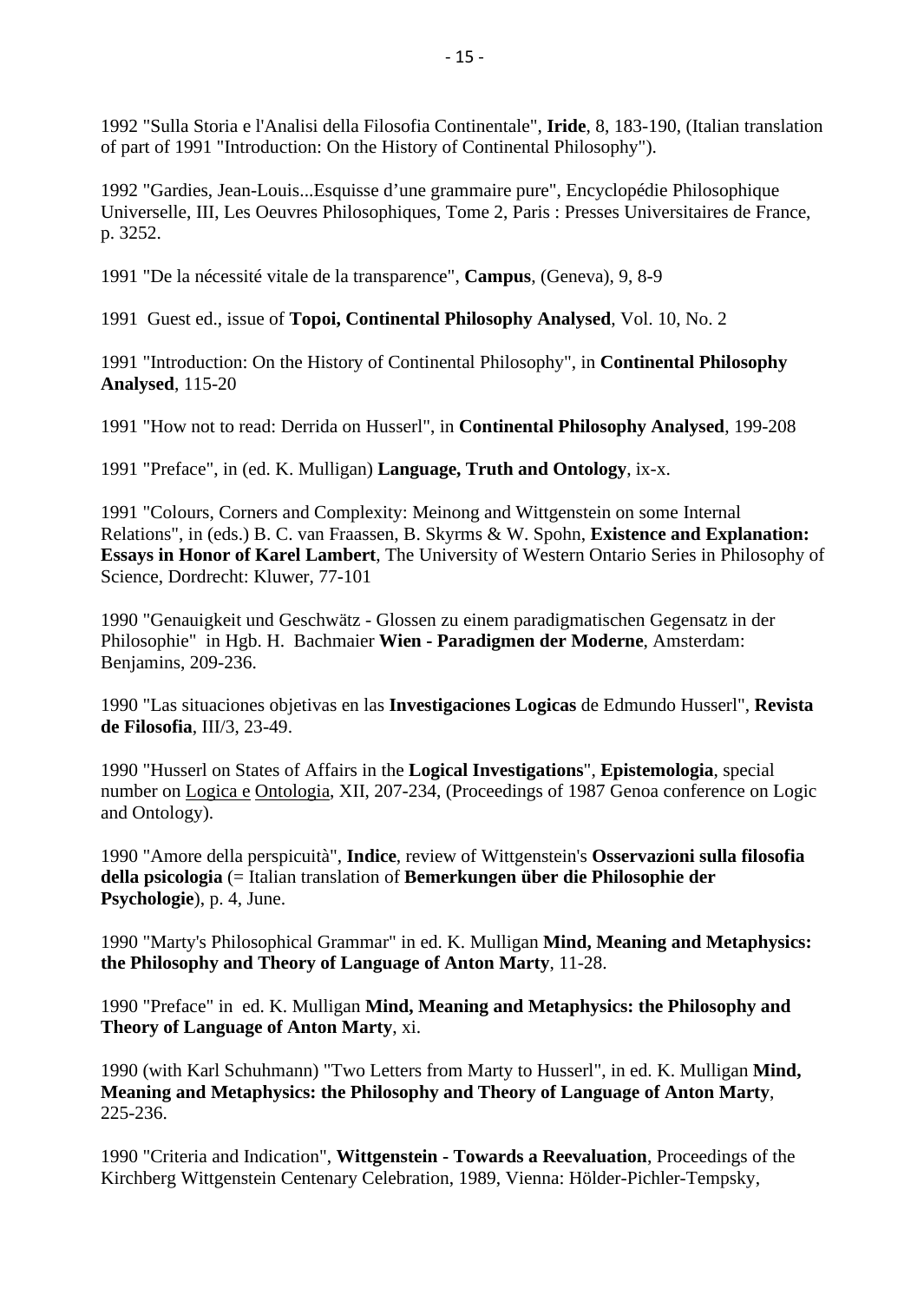1992 "Sulla Storia e l'Analisi della Filosofia Continentale", **Iride**, 8, 183-190, (Italian translation of part of 1991 "Introduction: On the History of Continental Philosophy").

1992 "Gardies, Jean-Louis...Esquisse d'une grammaire pure", Encyclopédie Philosophique Universelle, III, Les Oeuvres Philosophiques, Tome 2, Paris : Presses Universitaires de France, p. 3252.

1991 "De la nécessité vitale de la transparence", **Campus**, (Geneva), 9, 8-9

1991 Guest ed., issue of **Topoi, Continental Philosophy Analysed**, Vol. 10, No. 2

1991 "Introduction: On the History of Continental Philosophy", in **Continental Philosophy Analysed**, 115-20

1991 "How not to read: Derrida on Husserl", in **Continental Philosophy Analysed**, 199-208

1991 "Preface", in (ed. K. Mulligan) **Language, Truth and Ontology**, ix-x.

1991 "Colours, Corners and Complexity: Meinong and Wittgenstein on some Internal Relations", in (eds.) B. C. van Fraassen, B. Skyrms & W. Spohn, **Existence and Explanation: Essays in Honor of Karel Lambert**, The University of Western Ontario Series in Philosophy of Science, Dordrecht: Kluwer, 77-101

1990 "Genauigkeit und Geschwätz - Glossen zu einem paradigmatischen Gegensatz in der Philosophie" in Hgb. H. Bachmaier **Wien - Paradigmen der Moderne**, Amsterdam: Benjamins, 209-236.

1990 "Las situaciones objetivas en las **Investigaciones Logicas** de Edmundo Husserl", **Revista de Filosofia**, III/3, 23-49.

1990 "Husserl on States of Affairs in the **Logical Investigations**", **Epistemologia**, special number on Logica e Ontologia, XII, 207-234, (Proceedings of 1987 Genoa conference on Logic and Ontology).

1990 "Amore della perspicuità", **Indice**, review of Wittgenstein's **Osservazioni sulla filosofia della psicologia** (= Italian translation of **Bemerkungen über die Philosophie der Psychologie**), p. 4, June.

1990 "Marty's Philosophical Grammar" in ed. K. Mulligan **Mind, Meaning and Metaphysics: the Philosophy and Theory of Language of Anton Marty**, 11-28.

1990 "Preface" in ed. K. Mulligan **Mind, Meaning and Metaphysics: the Philosophy and Theory of Language of Anton Marty**, xi.

1990 (with Karl Schuhmann) "Two Letters from Marty to Husserl", in ed. K. Mulligan **Mind, Meaning and Metaphysics: the Philosophy and Theory of Language of Anton Marty**, 225-236.

1990 "Criteria and Indication", **Wittgenstein - Towards a Reevaluation**, Proceedings of the Kirchberg Wittgenstein Centenary Celebration, 1989, Vienna: Hölder-Pichler-Tempsky,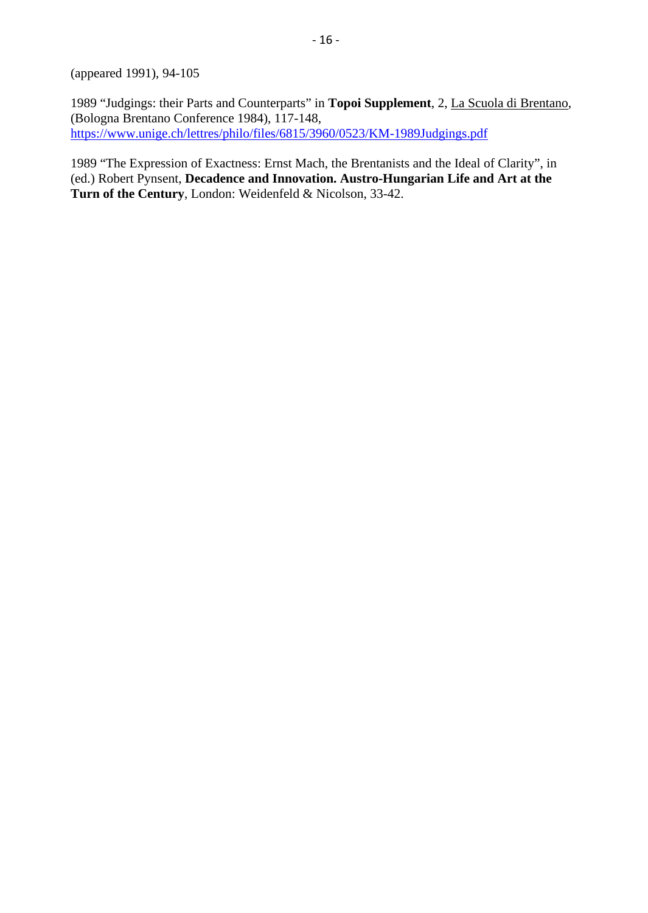(appeared 1991), 94-105

1989 “Judgings: their Parts and Counterparts” in **Topoi Supplement**, 2, La Scuola di Brentano, (Bologna Brentano Conference 1984), 117-148, https://www.unige.ch/lettres/philo/files/6815/3960/0523/KM-1989Judgings.pdf

1989 “The Expression of Exactness: Ernst Mach, the Brentanists and the Ideal of Clarity”, in (ed.) Robert Pynsent, **Decadence and Innovation. Austro-Hungarian Life and Art at the Turn of the Century**, London: Weidenfeld & Nicolson, 33-42.